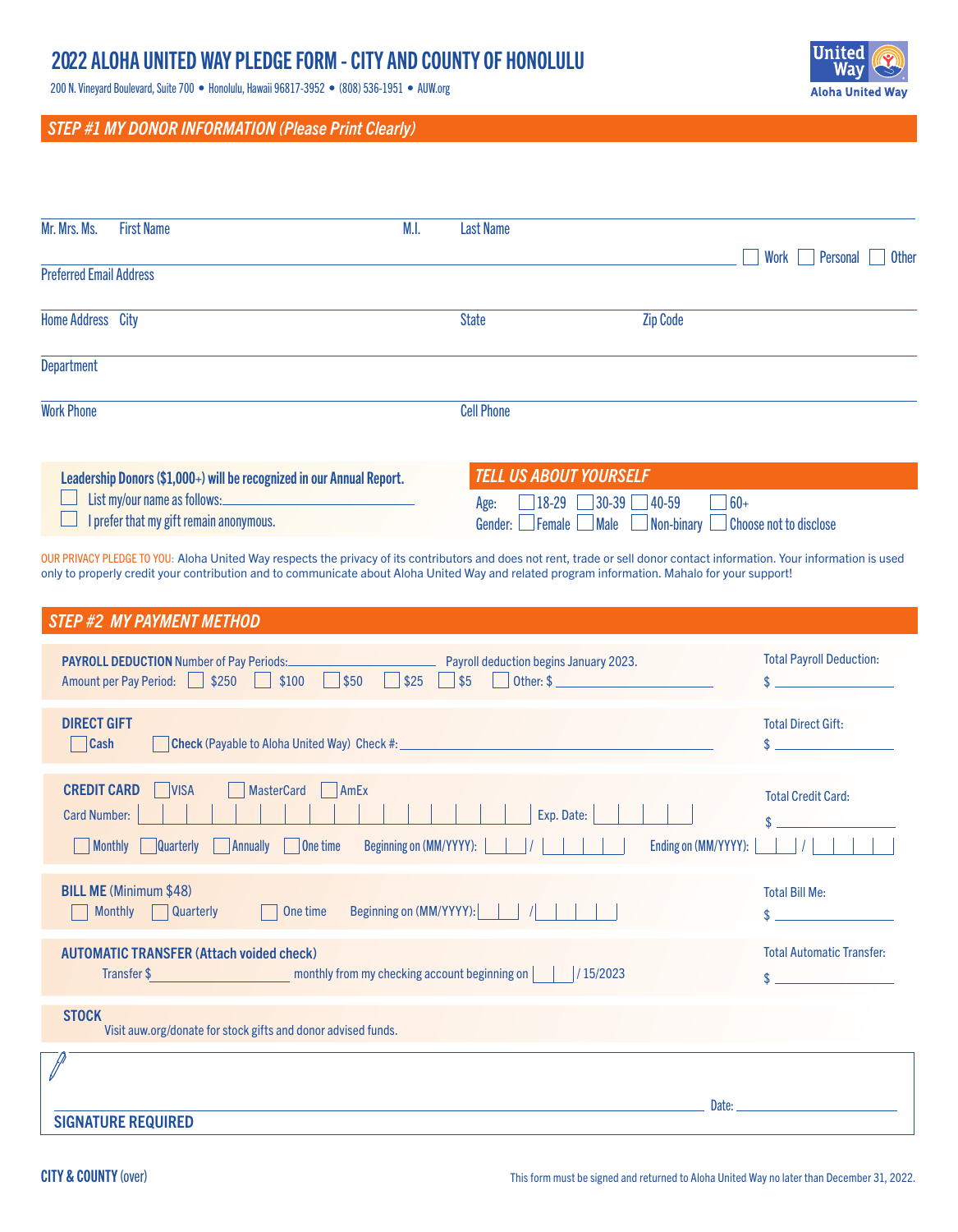# 2022 ALOHA UNITED WAY PLEDGE FORM - CITY AND COUNTY OF HONOLULU

200 N. Vineyard Boulevard, Suite 700 • Honolulu, Hawaii 96817-3952 • (808) 536-1951 • AUW.org

United Way
Aloha United Way

## STEP #1 MY DONOR INFORMATION (Please Print Clearly)

Mr. Mrs. Ms. First Name M.I. Last Name

Preferred Email Address ☐ Work ☐ Personal ☐ Other

Home Address City State Zip Code

Department

Work Phone Cell Phone

**Leadership Donors ($1,000+) will be recognized in our Annual Report.**

☐ List my/our name as follows:\_\_\_\_\_\_\_\_\_\_\_\_\_\_\_\_

☐ I prefer that my gift remain anonymous.

### TELL US ABOUT YOURSELF

Age: ☐ 18-29 ☐ 30-39 ☐ 40-59 ☐ 60+

Gender: ☐ Female ☐ Male ☐ Non-binary ☐ Choose not to disclose

OUR PRIVACY PLEDGE TO YOU: Aloha United Way respects the privacy of its contributors and does not rent, trade or sell donor contact information. Your information is used only to properly credit your contribution and to communicate about Aloha United Way and related program information. Mahalo for your support!

## STEP #2 MY PAYMENT METHOD

**PAYROLL DEDUCTION** Number of Pay Periods:\_\_\_\_\_\_\_\_\_\_ Payroll deduction begins January 2023.

Amount per Pay Period: ☐ $250 ☐ $100 ☐ $50 ☐ $25 ☐ $5 ☐ Other: $\_\_\_\_\_\_\_\_

Total Payroll Deduction: $\_\_\_\_\_\_\_\_

**DIRECT GIFT**

☐ **Cash** ☐ **Check** (Payable to Aloha United Way) Check #:\_\_\_\_\_\_\_\_

Total Direct Gift: $\_\_\_\_\_\_\_\_

**CREDIT CARD** ☐ VISA ☐ MasterCard ☐ AmEx

Card Number: \_\_\_\_\_\_\_\_ Exp. Date: \_\_\_\_

☐ Monthly ☐ Quarterly ☐ Annually ☐ One time Beginning on (MM/YYYY): \_\_ / \_\_\_\_ Ending on (MM/YYYY): \_\_ / \_\_\_\_

Total Credit Card: $\_\_\_\_\_\_\_\_

**BILL ME** (Minimum $48)

☐ Monthly ☐ Quarterly ☐ One time Beginning on (MM/YYYY): \_\_ / \_\_\_\_

Total Bill Me: $\_\_\_\_\_\_\_\_

**AUTOMATIC TRANSFER (Attach voided check)**

Transfer $\_\_\_\_\_\_\_\_ monthly from my checking account beginning on \_\_ / 15/2023

Total Automatic Transfer: $\_\_\_\_\_\_\_\_

**STOCK**

Visit auw.org/donate for stock gifts and donor advised funds.

\_\_\_\_\_\_\_\_\_\_\_\_\_\_\_\_\_\_\_\_ Date: \_\_\_\_\_\_\_\_

**SIGNATURE REQUIRED**

**CITY & COUNTY** (over)

This form must be signed and returned to Aloha United Way no later than December 31, 2022.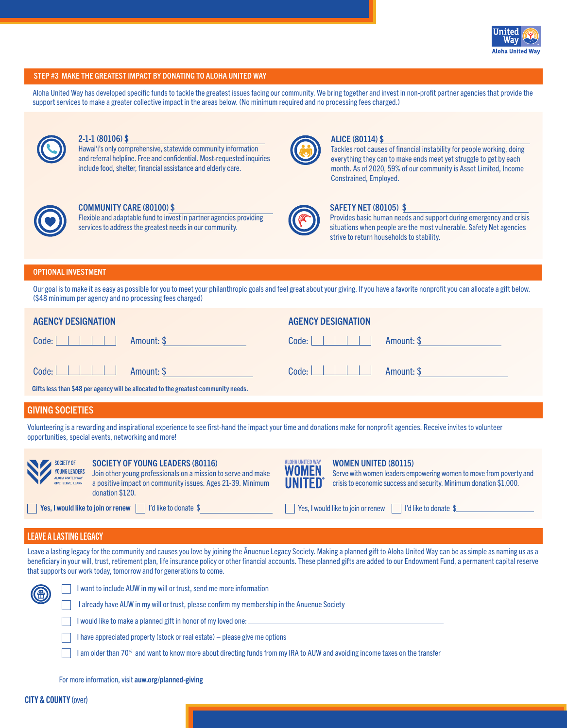## STEP #3 MAKE THE GREATEST IMPACT BY DONATING TO ALOHA UNITED WAY

Aloha United Way has developed specific funds to tackle the greatest issues facing our community. We bring together and invest in non-profit partner agencies that provide the support services to make a greater collective impact in the areas below. (No minimum required and no processing fees charged.)

**2-1-1 (80106) $** ______________________
Hawaiʻi's only comprehensive, statewide community information and referral helpline. Free and confidential. Most-requested inquiries include food, shelter, financial assistance and elderly care.

**ALICE (80114) $** ______________________
Tackles root causes of financial instability for people working, doing everything they can to make ends meet yet struggle to get by each month. As of 2020, 59% of our community is Asset Limited, Income Constrained, Employed.

**COMMUNITY CARE (80100) $** ______________________
Flexible and adaptable fund to invest in partner agencies providing services to address the greatest needs in our community.

**SAFETY NET (80105) $** ______________________
Provides basic human needs and support during emergency and crisis situations when people are the most vulnerable. Safety Net agencies strive to return households to stability.

## OPTIONAL INVESTMENT

Our goal is to make it as easy as possible for you to meet your philanthropic goals and feel great about your giving. If you have a favorite nonprofit you can allocate a gift below. ($48 minimum per agency and no processing fees charged)

**AGENCY DESIGNATION**

Code: | | | | | | Amount: $ ______________________

Code: | | | | | | Amount: $ ______________________

**AGENCY DESIGNATION**

Code: | | | | | | Amount: $ ______________________

Code: | | | | | | Amount: $ ______________________

**Gifts less than $48 per agency will be allocated to the greatest community needs.**

## GIVING SOCIETIES

Volunteering is a rewarding and inspirational experience to see first-hand the impact your time and donations make for nonprofit agencies. Receive invites to volunteer opportunities, special events, networking and more!

SOCIETY OF YOUNG LEADERS ALOHA UNITED WAY GIVE. SERVE. LEARN.

**SOCIETY OF YOUNG LEADERS (80116)**
Join other young professionals on a mission to serve and make a positive impact on community issues. Ages 21-39. Minimum donation $120.

☐ **Yes, I would like to join or renew** ☐ I'd like to donate $ ______________________

ALOHA UNITED WAY WOMEN UNITED®

**WOMEN UNITED (80115)**
Serve with women leaders empowering women to move from poverty and crisis to economic success and security. Minimum donation $1,000.

☐ Yes, I would like to join or renew ☐ I'd like to donate $ ______________________

## LEAVE A LASTING LEGACY

Leave a lasting legacy for the community and causes you love by joining the Ānuenue Legacy Society. Making a planned gift to Aloha United Way can be as simple as naming us as a beneficiary in your will, trust, retirement plan, life insurance policy or other financial accounts. These planned gifts are added to our Endowment Fund, a permanent capital reserve that supports our work today, tomorrow and for generations to come.

- ☐ I want to include AUW in my will or trust, send me more information
- ☐ I already have AUW in my will or trust, please confirm my membership in the Anuenue Society
- ☐ I would like to make a planned gift in honor of my loved one: ______________________
- ☐ I have appreciated property (stock or real estate) – please give me options
- ☐ I am older than 70½ and want to know more about directing funds from my IRA to AUW and avoiding income taxes on the transfer

For more information, visit **auw.org/planned-giving**

**CITY & COUNTY** (over)